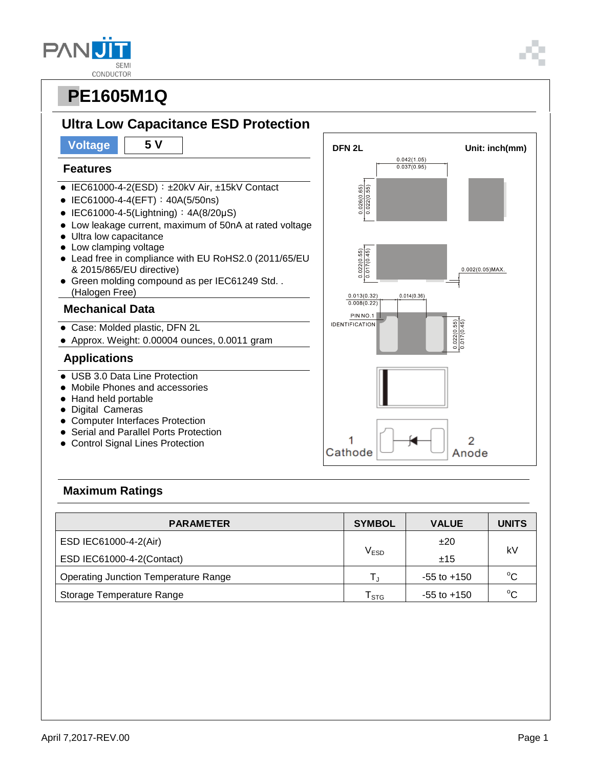# PE1605M1Q

## Ultra Low Capacitance ESD Protection

| Voltage | 5 V |
|---|---|

### Features

- IEC61000-4-2(ESD)：±20kV Air, ±15kV Contact
- IEC61000-4-4(EFT)：40A(5/50ns)
- IEC61000-4-5(Lightning)：4A(8/20μS)
- Low leakage current, maximum of 50nA at rated voltage
- Ultra low capacitance
- Low clamping voltage
- Lead free in compliance with EU RoHS2.0 (2011/65/EU & 2015/865/EU directive)
- Green molding compound as per IEC61249 Std. . (Halogen Free)

### Mechanical Data

- Case: Molded plastic, DFN 2L
- Approx. Weight: 0.00004 ounces, 0.0011 gram

### Applications

- USB 3.0 Data Line Protection
- Mobile Phones and accessories
- Hand held portable
- Digital Cameras
- Computer Interfaces Protection
- Serial and Parallel Ports Protection
- Control Signal Lines Protection

DFN 2L — Unit: inch(mm)

0.042(1.05) / 0.037(0.95); 0.026(0.65) / 0.022(0.55); 0.022(0.55) / 0.017(0.45); 0.002(0.05)MAX.; 0.013(0.32) / 0.008(0.22); 0.014(0.36); PIN NO.1 IDENTIFICATION; 0.022(0.55) / 0.017(0.45)

1 Cathode — 2 Anode

### Maximum Ratings

| PARAMETER | SYMBOL | VALUE | UNITS |
|---|---|---|---|
| ESD IEC61000-4-2(Air) | $V_{ESD}$ | ±20 | kV |
| ESD IEC61000-4-2(Contact) | | ±15 | |
| Operating Junction Temperature Range | $T_J$ | -55 to +150 | °C |
| Storage Temperature Range | $T_{STG}$ | -55 to +150 | °C |

April 7,2017-REV.00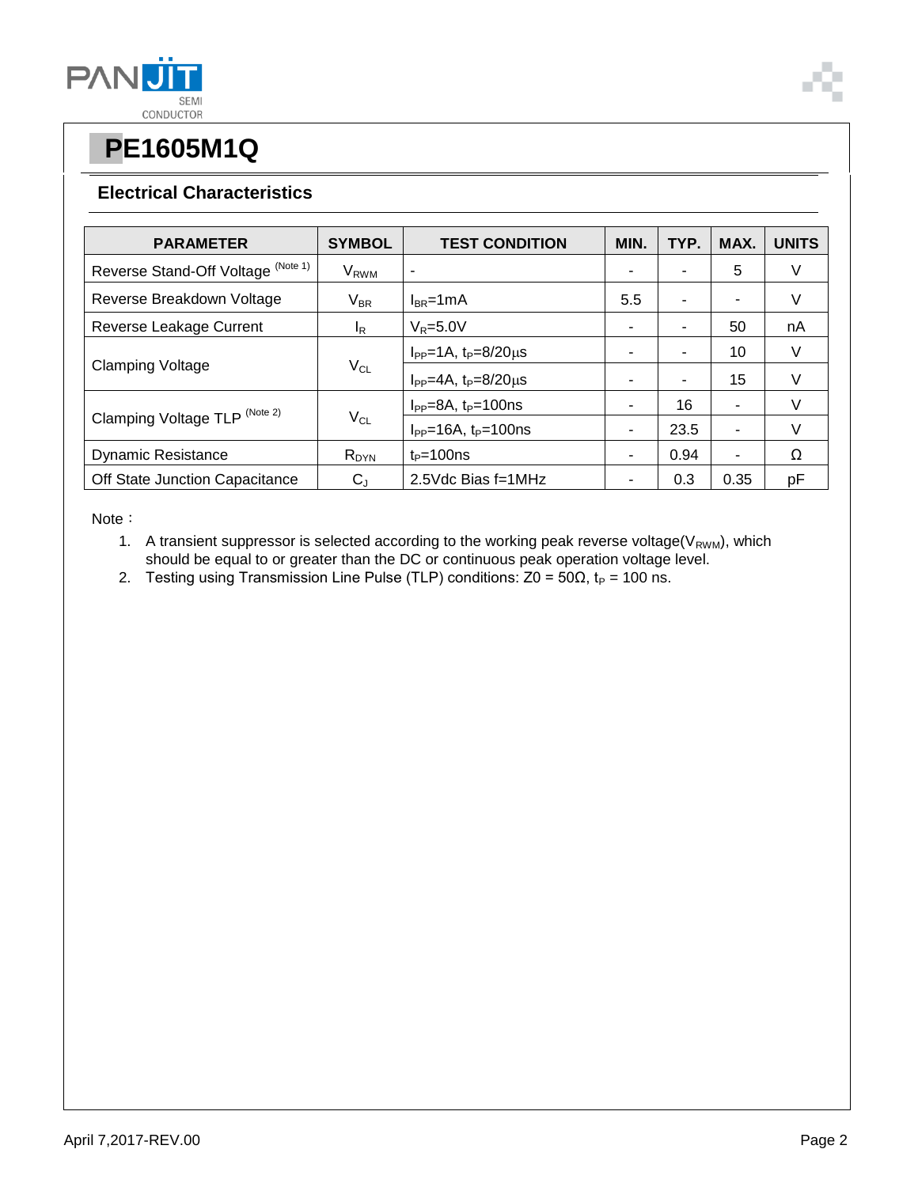# PE1605M1Q

## Electrical Characteristics

| PARAMETER | SYMBOL | TEST CONDITION | MIN. | TYP. | MAX. | UNITS |
|---|---|---|---|---|---|---|
| Reverse Stand-Off Voltage (Note 1) | $V_{RWM}$ | - | - | - | 5 | V |
| Reverse Breakdown Voltage | $V_{BR}$ | $I_{BR}$=1mA | 5.5 | - | - | V |
| Reverse Leakage Current | $I_R$ | $V_R$=5.0V | - | - | 50 | nA |
| Clamping Voltage | $V_{CL}$ | $I_{PP}$=1A, $t_P$=8/20μs | - | - | 10 | V |
| | | $I_{PP}$=4A, $t_P$=8/20μs | - | - | 15 | V |
| Clamping Voltage TLP (Note 2) | $V_{CL}$ | $I_{PP}$=8A, $t_P$=100ns | - | 16 | - | V |
| | | $I_{PP}$=16A, $t_P$=100ns | - | 23.5 | - | V |
| Dynamic Resistance | $R_{DYN}$ | $t_P$=100ns | - | 0.94 | - | Ω |
| Off State Junction Capacitance | $C_J$ | 2.5Vdc Bias f=1MHz | - | 0.3 | 0.35 | pF |

Note：

1. A transient suppressor is selected according to the working peak reverse voltage($V_{RWM}$), which should be equal to or greater than the DC or continuous peak operation voltage level.
2. Testing using Transmission Line Pulse (TLP) conditions: Z0 = 50Ω, $t_P$ = 100 ns.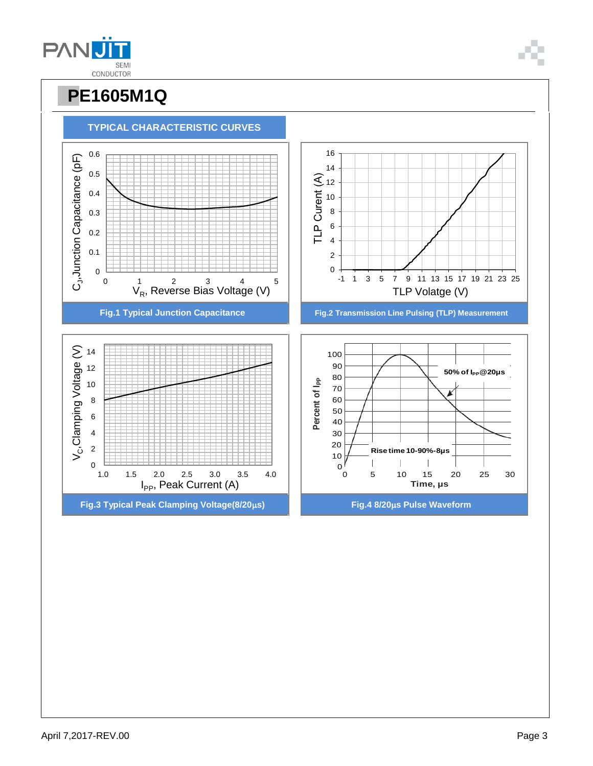# PE1605M1Q

## TYPICAL CHARACTERISTIC CURVES

$C_J$,Junction Capacitance (pF)

0.6
0.5
0.4
0.3
0.2
0.1
0

0 1 2 3 4 5

$V_R$, Reverse Bias Voltage (V)

**Fig.1 Typical Junction Capacitance**

TLP Curent (A)

16
14
12
10
8
6
4
2
0

-1 1 3 5 7 9 11 13 15 17 19 21 23 25

TLP Volatge (V)

**Fig.2 Transmission Line Pulsing (TLP) Measurement**

$V_C$,Clamping Voltage (V)

14
12
10
8
6
4
2
0

1.0 1.5 2.0 2.5 3.0 3.5 4.0

$I_{PP}$, Peak Current (A)

**Fig.3 Typical Peak Clamping Voltage(8/20μs)**

Percent of $I_{PP}$

100
90
80
70
60
50
40
30
20
10
0

0 5 10 15 20 25 30

Time, μs

50% of $I_{PP}$@20μs

Rise time 10-90%-8μs

**Fig.4 8/20μs Pulse Waveform**

April 7,2017-REV.00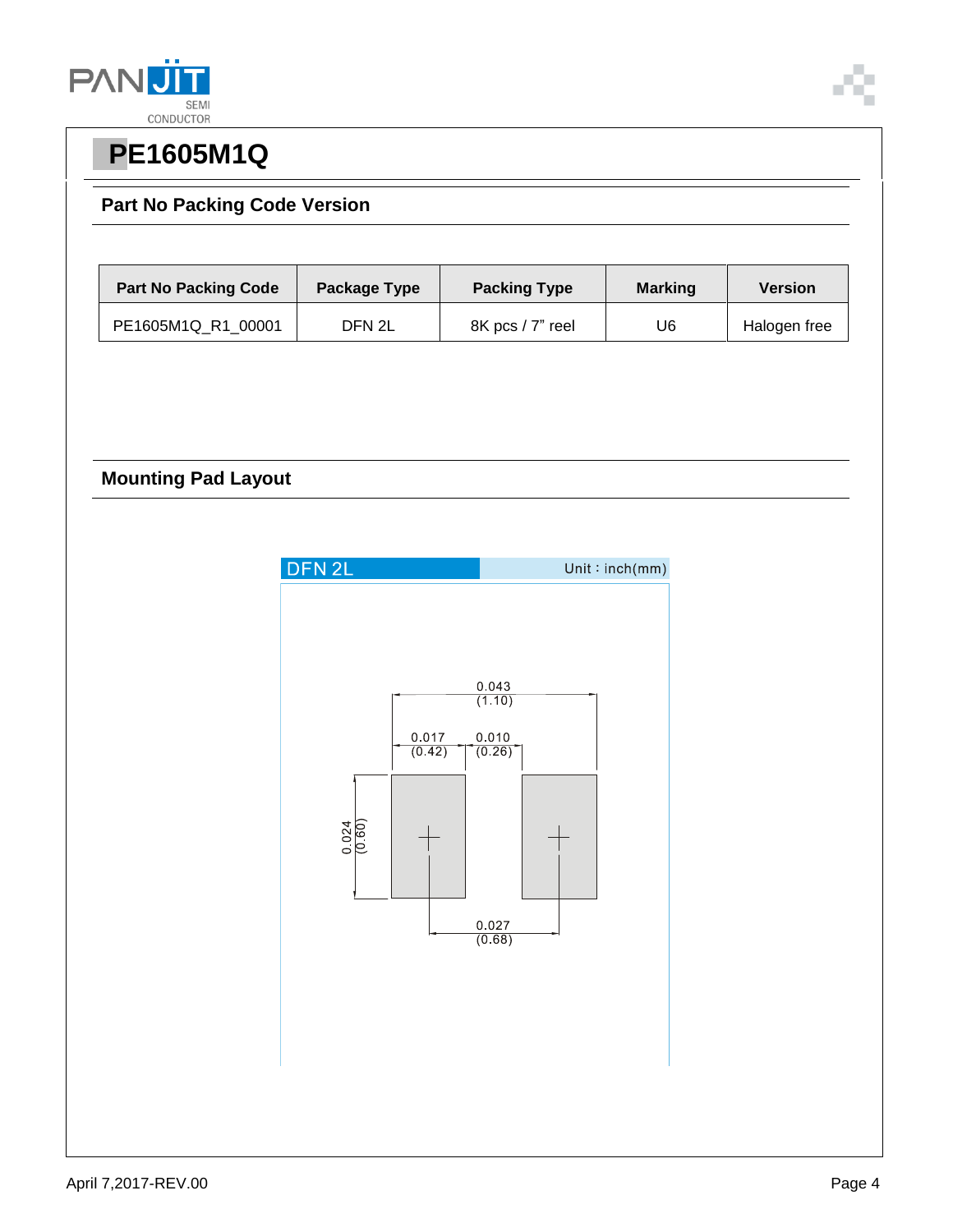# PE1605M1Q

## Part No Packing Code Version

| Part No Packing Code | Package Type | Packing Type | Marking | Version |
|---|---|---|---|---|
| PE1605M1Q_R1_00001 | DFN 2L | 8K pcs / 7" reel | U6 | Halogen free |

## Mounting Pad Layout

DFN 2L

Unit：inch(mm)

0.043 (1.10)

0.017 (0.42)

0.010 (0.26)

0.024 (0.60)

0.027 (0.68)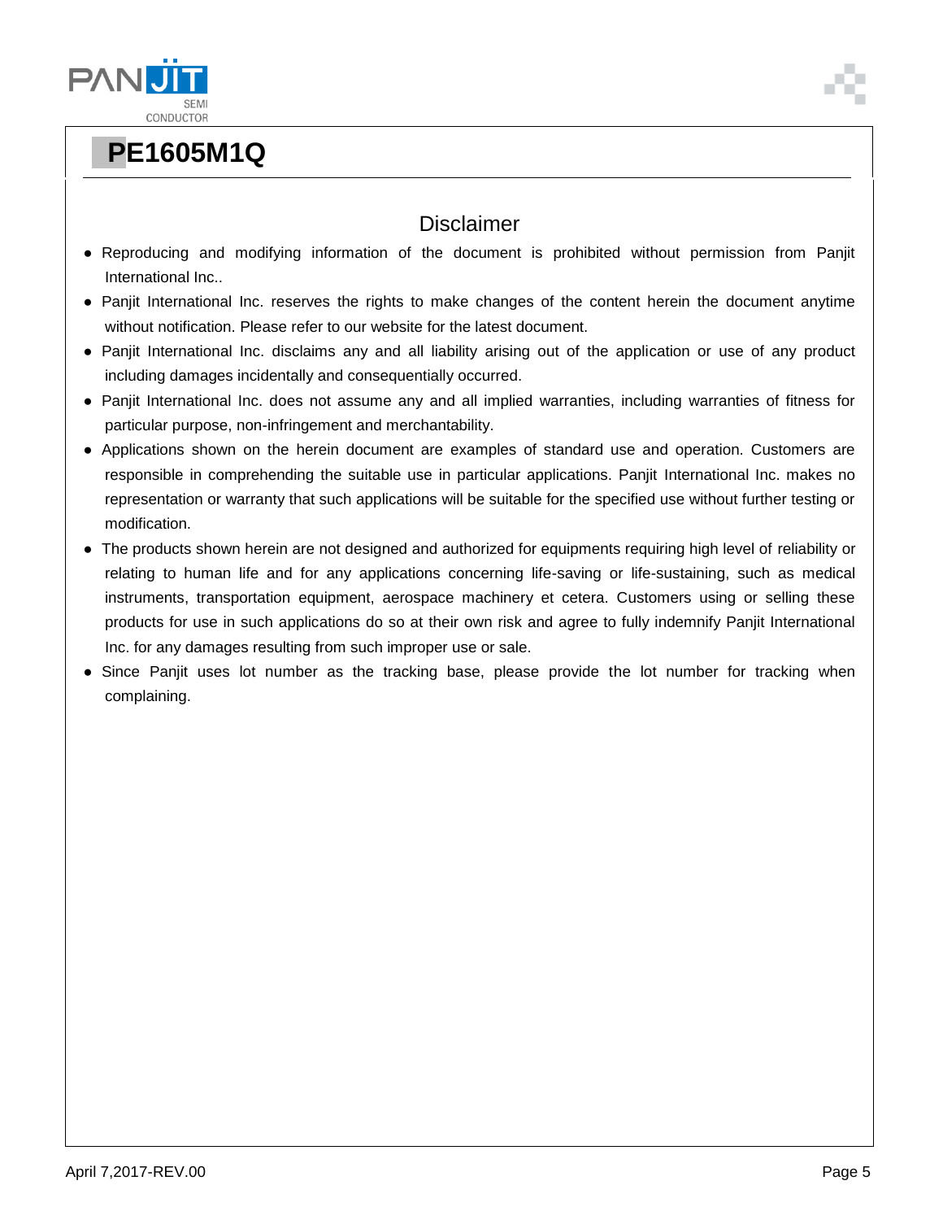# PE1605M1Q

## Disclaimer

- Reproducing and modifying information of the document is prohibited without permission from Panjit International Inc..
- Panjit International Inc. reserves the rights to make changes of the content herein the document anytime without notification. Please refer to our website for the latest document.
- Panjit International Inc. disclaims any and all liability arising out of the application or use of any product including damages incidentally and consequentially occurred.
- Panjit International Inc. does not assume any and all implied warranties, including warranties of fitness for particular purpose, non-infringement and merchantability.
- Applications shown on the herein document are examples of standard use and operation. Customers are responsible in comprehending the suitable use in particular applications. Panjit International Inc. makes no representation or warranty that such applications will be suitable for the specified use without further testing or modification.
- The products shown herein are not designed and authorized for equipments requiring high level of reliability or relating to human life and for any applications concerning life-saving or life-sustaining, such as medical instruments, transportation equipment, aerospace machinery et cetera. Customers using or selling these products for use in such applications do so at their own risk and agree to fully indemnify Panjit International Inc. for any damages resulting from such improper use or sale.
- Since Panjit uses lot number as the tracking base, please provide the lot number for tracking when complaining.